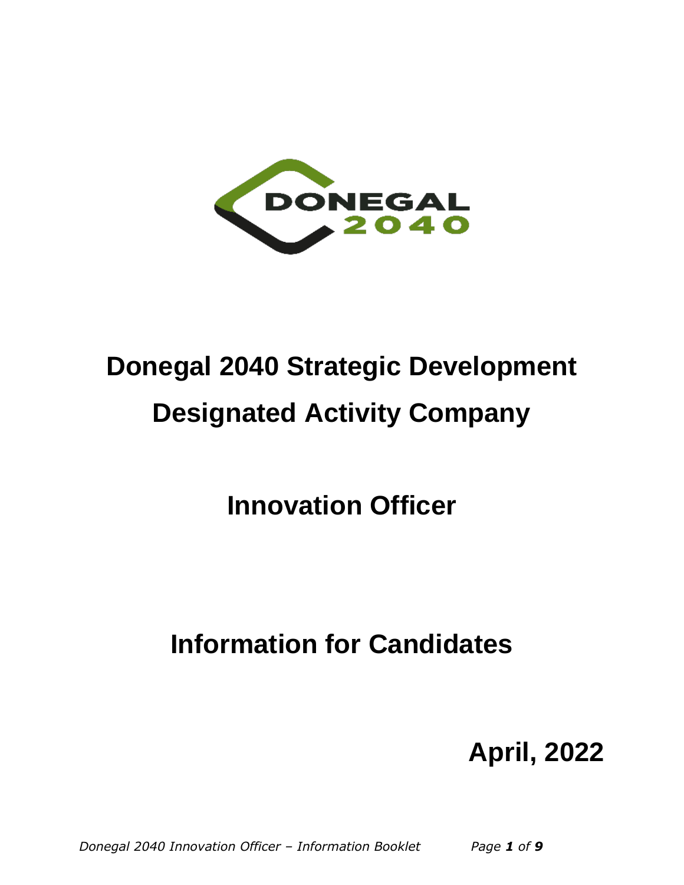# Donegal 2040 Strategic Development Designated Activity Company

## Innovation Officer

## Information for Candidates

**April, 2022**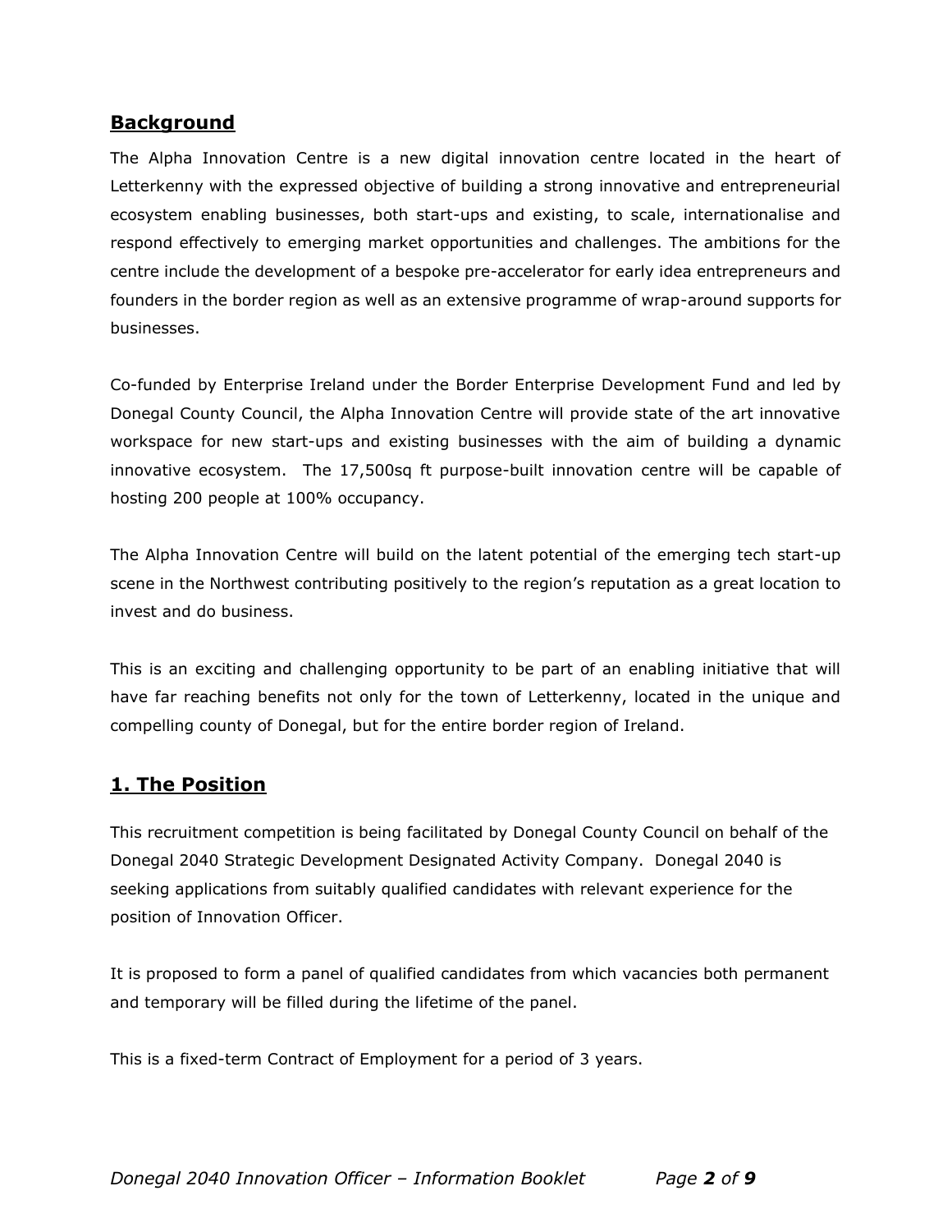## **Background**

The Alpha Innovation Centre is a new digital innovation centre located in the heart of Letterkenny with the expressed objective of building a strong innovative and entrepreneurial ecosystem enabling businesses, both start-ups and existing, to scale, internationalise and respond effectively to emerging market opportunities and challenges. The ambitions for the centre include the development of a bespoke pre-accelerator for early idea entrepreneurs and founders in the border region as well as an extensive programme of wrap-around supports for businesses.

Co-funded by Enterprise Ireland under the Border Enterprise Development Fund and led by Donegal County Council, the Alpha Innovation Centre will provide state of the art innovative workspace for new start-ups and existing businesses with the aim of building a dynamic innovative ecosystem. The 17,500sq ft purpose-built innovation centre will be capable of hosting 200 people at 100% occupancy.

The Alpha Innovation Centre will build on the latent potential of the emerging tech start-up scene in the Northwest contributing positively to the region's reputation as a great location to invest and do business.

This is an exciting and challenging opportunity to be part of an enabling initiative that will have far reaching benefits not only for the town of Letterkenny, located in the unique and compelling county of Donegal, but for the entire border region of Ireland.

## **1. The Position**

This recruitment competition is being facilitated by Donegal County Council on behalf of the Donegal 2040 Strategic Development Designated Activity Company. Donegal 2040 is seeking applications from suitably qualified candidates with relevant experience for the position of Innovation Officer.

It is proposed to form a panel of qualified candidates from which vacancies both permanent and temporary will be filled during the lifetime of the panel.

This is a fixed-term Contract of Employment for a period of 3 years.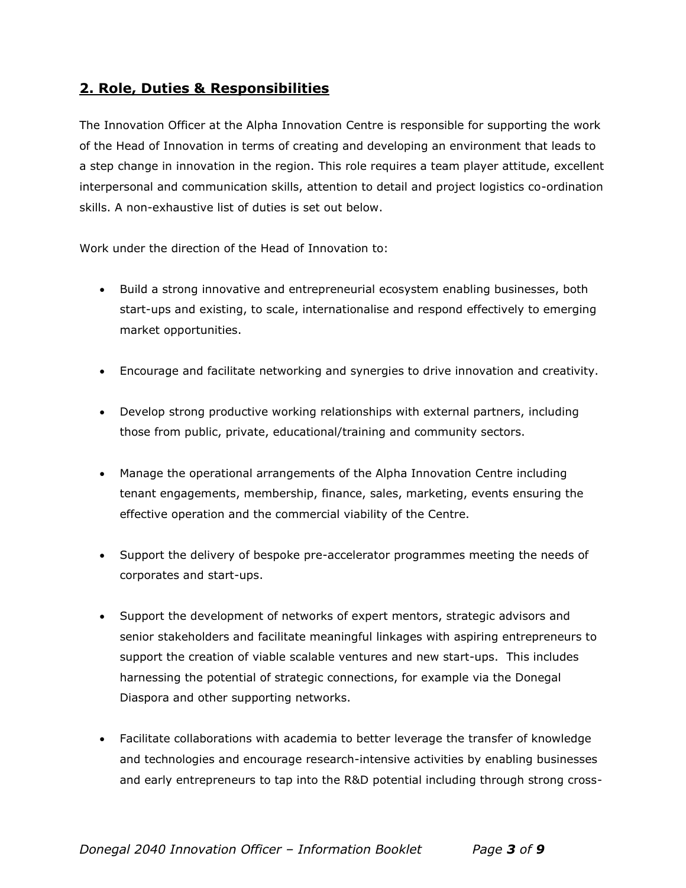## 2. Role, Duties & Responsibilities

The Innovation Officer at the Alpha Innovation Centre is responsible for supporting the work of the Head of Innovation in terms of creating and developing an environment that leads to a step change in innovation in the region. This role requires a team player attitude, excellent interpersonal and communication skills, attention to detail and project logistics co-ordination skills. A non-exhaustive list of duties is set out below.

Work under the direction of the Head of Innovation to:

- Build a strong innovative and entrepreneurial ecosystem enabling businesses, both start-ups and existing, to scale, internationalise and respond effectively to emerging market opportunities.

- Encourage and facilitate networking and synergies to drive innovation and creativity.

- Develop strong productive working relationships with external partners, including those from public, private, educational/training and community sectors.

- Manage the operational arrangements of the Alpha Innovation Centre including tenant engagements, membership, finance, sales, marketing, events ensuring the effective operation and the commercial viability of the Centre.

- Support the delivery of bespoke pre-accelerator programmes meeting the needs of corporates and start-ups.

- Support the development of networks of expert mentors, strategic advisors and senior stakeholders and facilitate meaningful linkages with aspiring entrepreneurs to support the creation of viable scalable ventures and new start-ups. This includes harnessing the potential of strategic connections, for example via the Donegal Diaspora and other supporting networks.

- Facilitate collaborations with academia to better leverage the transfer of knowledge and technologies and encourage research-intensive activities by enabling businesses and early entrepreneurs to tap into the R&D potential including through strong cross-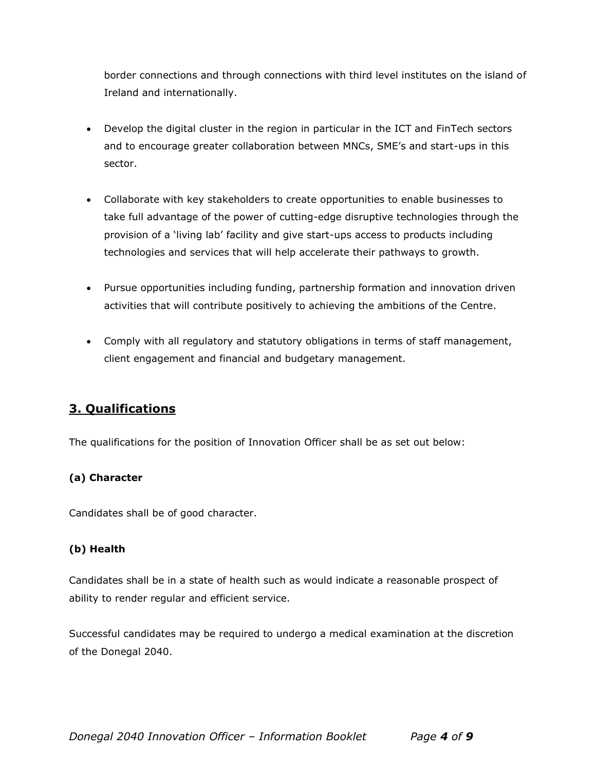border connections and through connections with third level institutes on the island of Ireland and internationally.

- Develop the digital cluster in the region in particular in the ICT and FinTech sectors and to encourage greater collaboration between MNCs, SME's and start-ups in this sector.
- Collaborate with key stakeholders to create opportunities to enable businesses to take full advantage of the power of cutting-edge disruptive technologies through the provision of a 'living lab' facility and give start-ups access to products including technologies and services that will help accelerate their pathways to growth.
- Pursue opportunities including funding, partnership formation and innovation driven activities that will contribute positively to achieving the ambitions of the Centre.
- Comply with all regulatory and statutory obligations in terms of staff management, client engagement and financial and budgetary management.

## 3. Qualifications

The qualifications for the position of Innovation Officer shall be as set out below:

**(a) Character**

Candidates shall be of good character.

**(b) Health**

Candidates shall be in a state of health such as would indicate a reasonable prospect of ability to render regular and efficient service.

Successful candidates may be required to undergo a medical examination at the discretion of the Donegal 2040.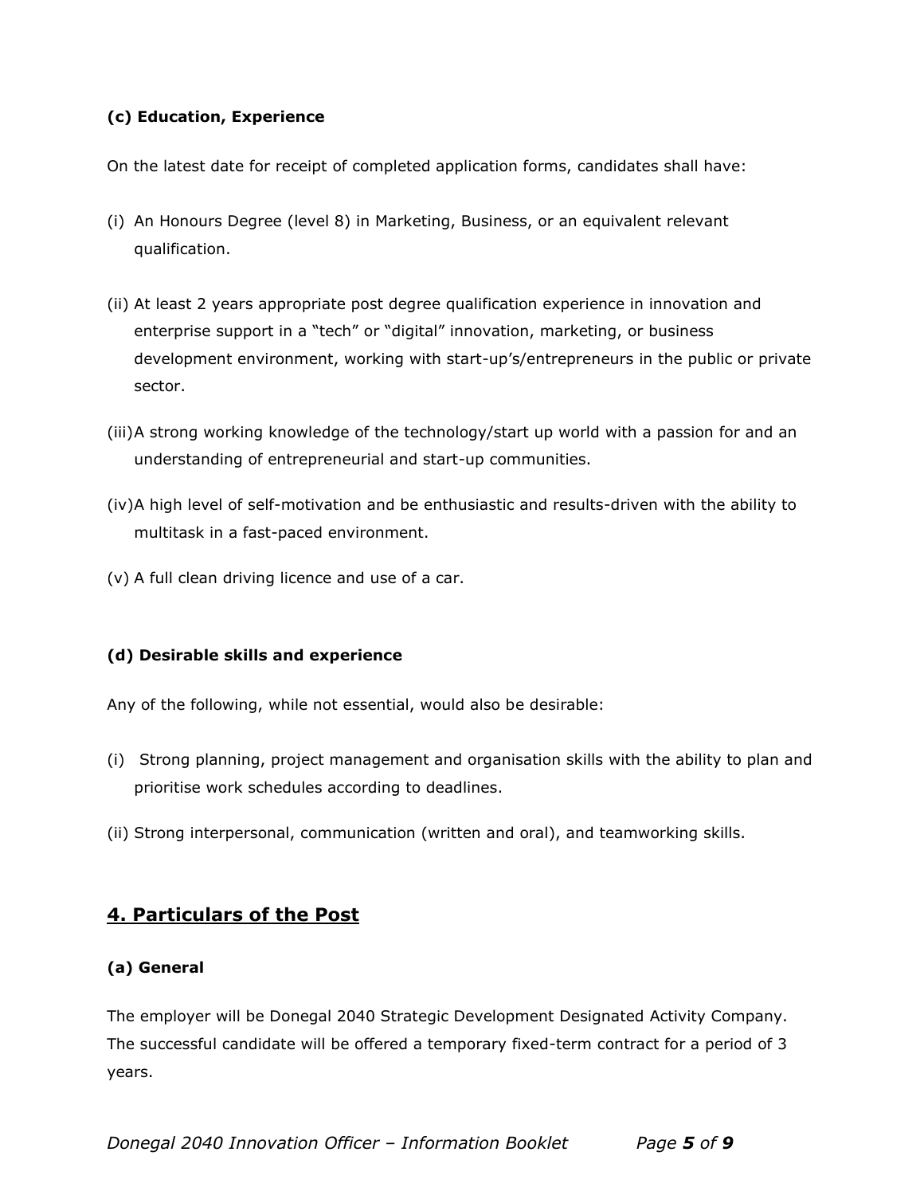**(c) Education, Experience**

On the latest date for receipt of completed application forms, candidates shall have:

(i) An Honours Degree (level 8) in Marketing, Business, or an equivalent relevant qualification.

(ii) At least 2 years appropriate post degree qualification experience in innovation and enterprise support in a "tech" or "digital" innovation, marketing, or business development environment, working with start-up's/entrepreneurs in the public or private sector.

(iii) A strong working knowledge of the technology/start up world with a passion for and an understanding of entrepreneurial and start-up communities.

(iv) A high level of self-motivation and be enthusiastic and results-driven with the ability to multitask in a fast-paced environment.

(v) A full clean driving licence and use of a car.

**(d) Desirable skills and experience**

Any of the following, while not essential, would also be desirable:

(i) Strong planning, project management and organisation skills with the ability to plan and prioritise work schedules according to deadlines.

(ii) Strong interpersonal, communication (written and oral), and teamworking skills.

## 4. Particulars of the Post

**(a) General**

The employer will be Donegal 2040 Strategic Development Designated Activity Company. The successful candidate will be offered a temporary fixed-term contract for a period of 3 years.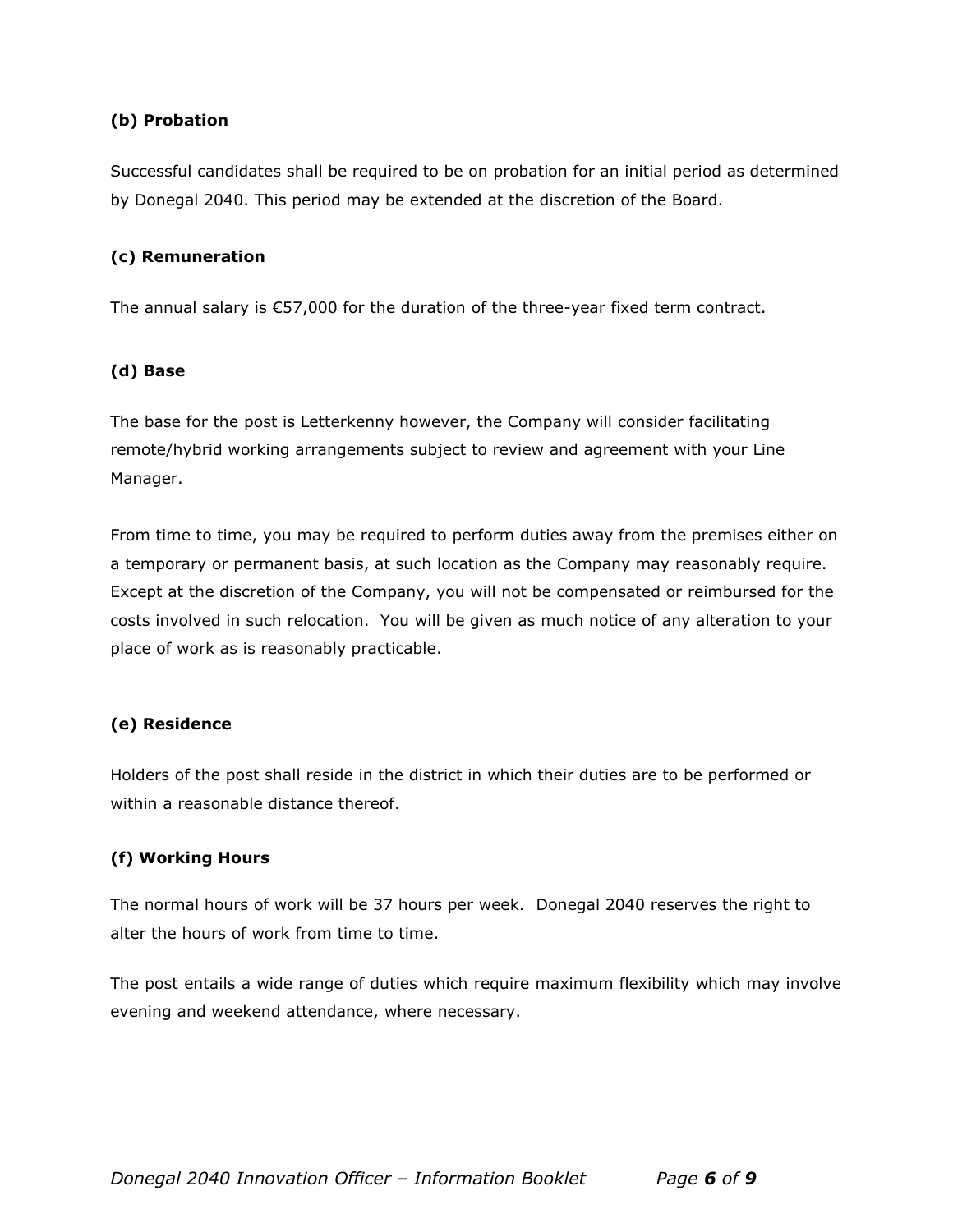**(b) Probation**

Successful candidates shall be required to be on probation for an initial period as determined by Donegal 2040. This period may be extended at the discretion of the Board.

**(c) Remuneration**

The annual salary is €57,000 for the duration of the three-year fixed term contract.

**(d) Base**

The base for the post is Letterkenny however, the Company will consider facilitating remote/hybrid working arrangements subject to review and agreement with your Line Manager.

From time to time, you may be required to perform duties away from the premises either on a temporary or permanent basis, at such location as the Company may reasonably require. Except at the discretion of the Company, you will not be compensated or reimbursed for the costs involved in such relocation. You will be given as much notice of any alteration to your place of work as is reasonably practicable.

**(e) Residence**

Holders of the post shall reside in the district in which their duties are to be performed or within a reasonable distance thereof.

**(f) Working Hours**

The normal hours of work will be 37 hours per week. Donegal 2040 reserves the right to alter the hours of work from time to time.

The post entails a wide range of duties which require maximum flexibility which may involve evening and weekend attendance, where necessary.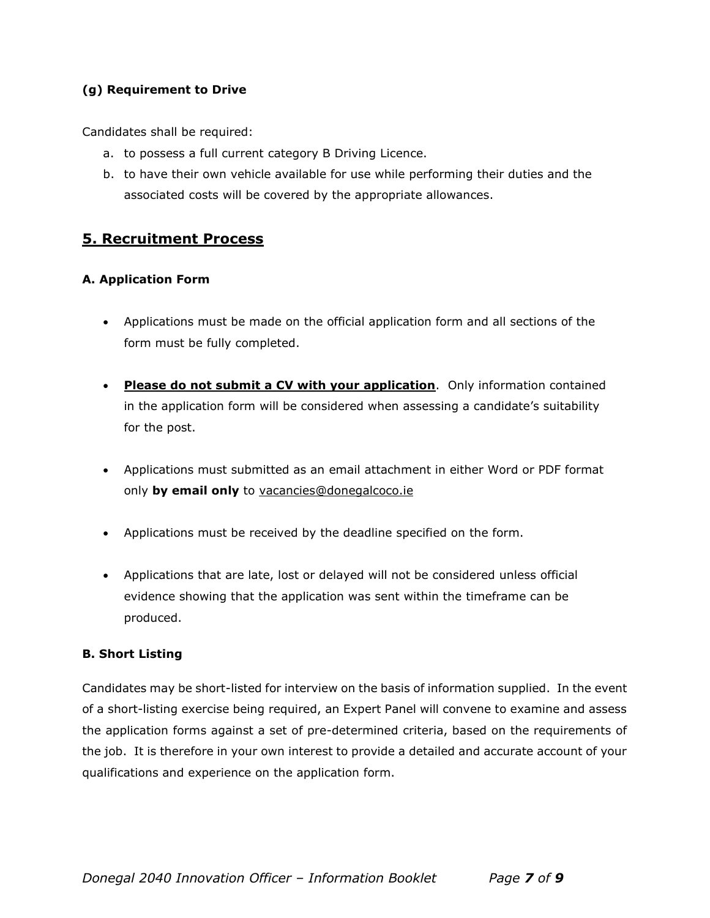**(g) Requirement to Drive**

Candidates shall be required:

a. to possess a full current category B Driving Licence.
b. to have their own vehicle available for use while performing their duties and the associated costs will be covered by the appropriate allowances.

## 5. Recruitment Process

**A. Application Form**

- Applications must be made on the official application form and all sections of the form must be fully completed.

- **Please do not submit a CV with your application**. Only information contained in the application form will be considered when assessing a candidate's suitability for the post.

- Applications must submitted as an email attachment in either Word or PDF format only **by email only** to vacancies@donegalcoco.ie

- Applications must be received by the deadline specified on the form.

- Applications that are late, lost or delayed will not be considered unless official evidence showing that the application was sent within the timeframe can be produced.

**B. Short Listing**

Candidates may be short-listed for interview on the basis of information supplied. In the event of a short-listing exercise being required, an Expert Panel will convene to examine and assess the application forms against a set of pre-determined criteria, based on the requirements of the job. It is therefore in your own interest to provide a detailed and accurate account of your qualifications and experience on the application form.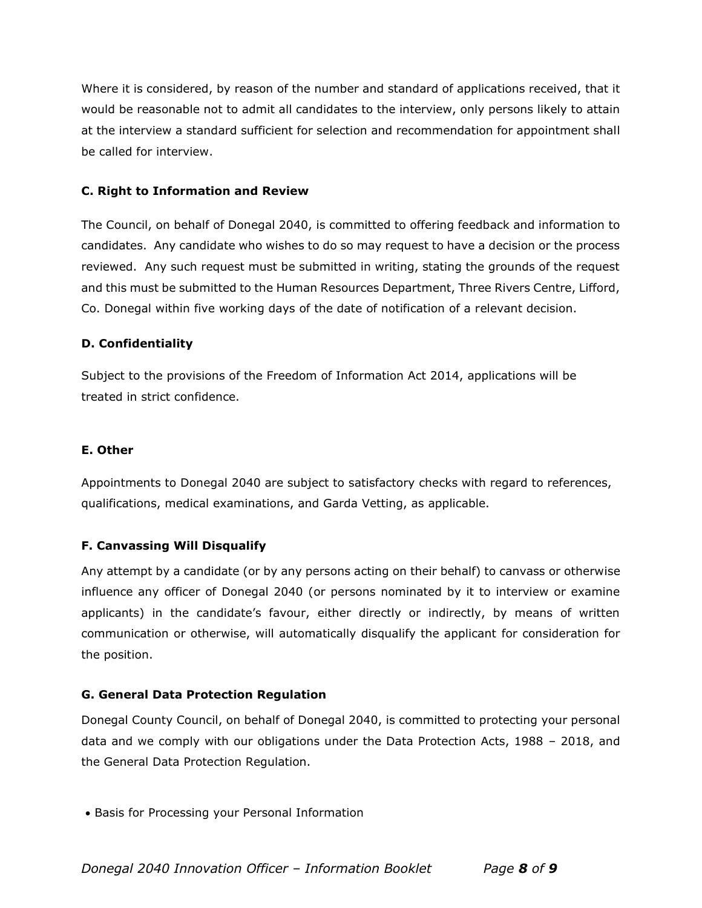Where it is considered, by reason of the number and standard of applications received, that it would be reasonable not to admit all candidates to the interview, only persons likely to attain at the interview a standard sufficient for selection and recommendation for appointment shall be called for interview.

### C. Right to Information and Review

The Council, on behalf of Donegal 2040, is committed to offering feedback and information to candidates. Any candidate who wishes to do so may request to have a decision or the process reviewed. Any such request must be submitted in writing, stating the grounds of the request and this must be submitted to the Human Resources Department, Three Rivers Centre, Lifford, Co. Donegal within five working days of the date of notification of a relevant decision.

### D. Confidentiality

Subject to the provisions of the Freedom of Information Act 2014, applications will be treated in strict confidence.

### E. Other

Appointments to Donegal 2040 are subject to satisfactory checks with regard to references, qualifications, medical examinations, and Garda Vetting, as applicable.

### F. Canvassing Will Disqualify

Any attempt by a candidate (or by any persons acting on their behalf) to canvass or otherwise influence any officer of Donegal 2040 (or persons nominated by it to interview or examine applicants) in the candidate's favour, either directly or indirectly, by means of written communication or otherwise, will automatically disqualify the applicant for consideration for the position.

### G. General Data Protection Regulation

Donegal County Council, on behalf of Donegal 2040, is committed to protecting your personal data and we comply with our obligations under the Data Protection Acts, 1988 – 2018, and the General Data Protection Regulation.

- Basis for Processing your Personal Information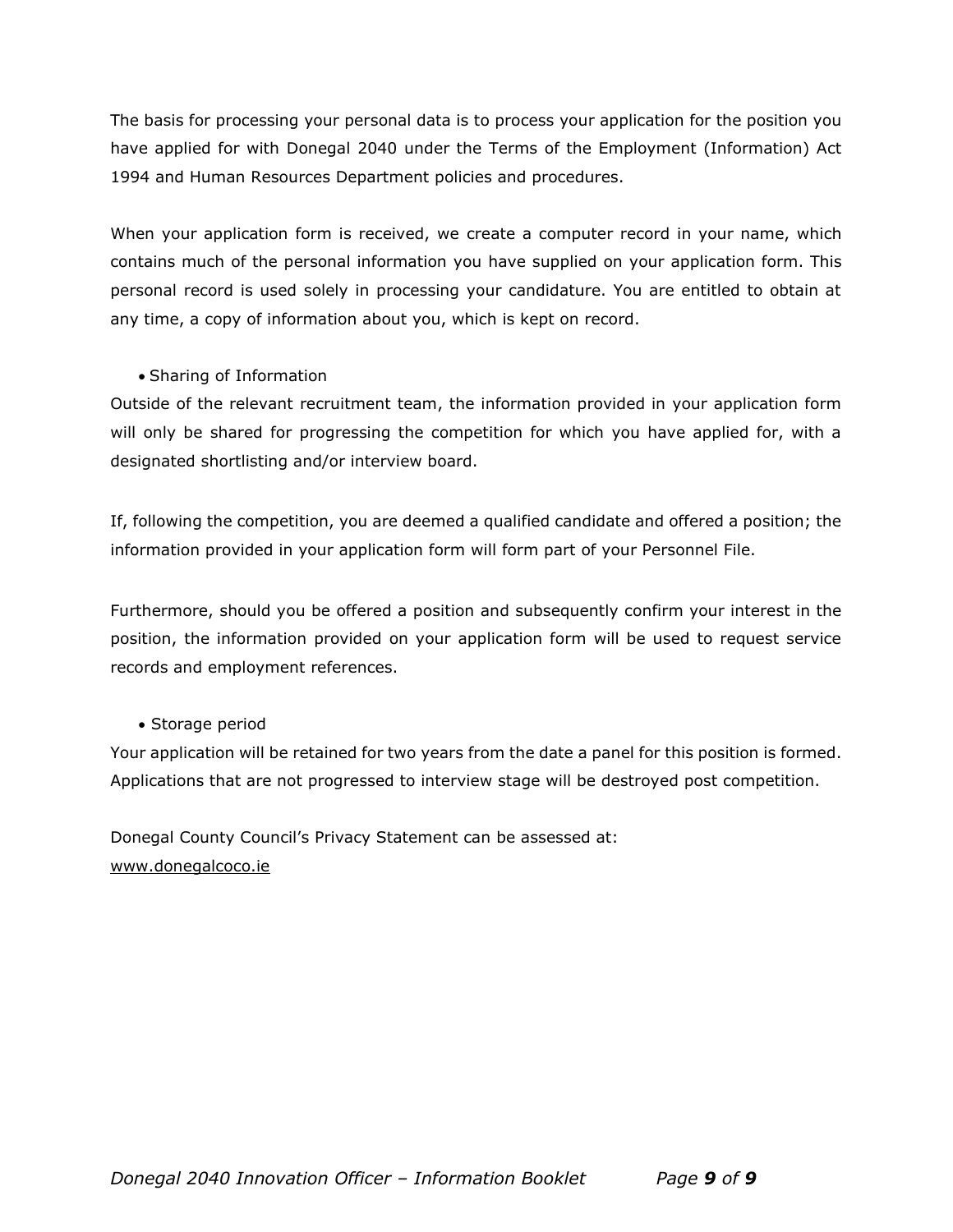The basis for processing your personal data is to process your application for the position you have applied for with Donegal 2040 under the Terms of the Employment (Information) Act 1994 and Human Resources Department policies and procedures.

When your application form is received, we create a computer record in your name, which contains much of the personal information you have supplied on your application form. This personal record is used solely in processing your candidature. You are entitled to obtain at any time, a copy of information about you, which is kept on record.

- Sharing of Information

Outside of the relevant recruitment team, the information provided in your application form will only be shared for progressing the competition for which you have applied for, with a designated shortlisting and/or interview board.

If, following the competition, you are deemed a qualified candidate and offered a position; the information provided in your application form will form part of your Personnel File.

Furthermore, should you be offered a position and subsequently confirm your interest in the position, the information provided on your application form will be used to request service records and employment references.

- Storage period

Your application will be retained for two years from the date a panel for this position is formed. Applications that are not progressed to interview stage will be destroyed post competition.

Donegal County Council's Privacy Statement can be assessed at:
www.donegalcoco.ie